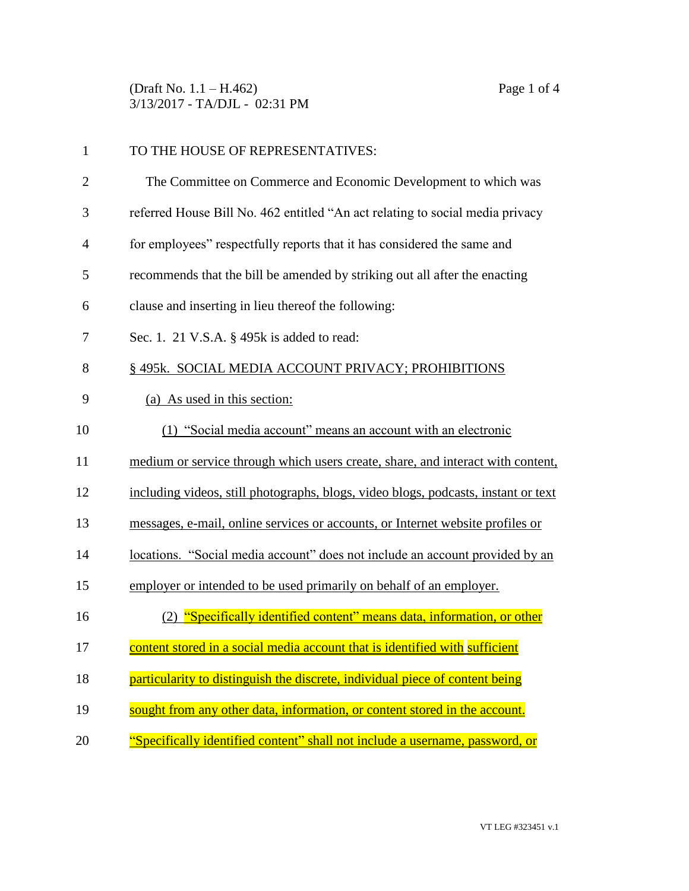TO THE HOUSE OF REPRESENTATIVES:

The Committee on Commerce and Economic Development to which was referred House Bill No. 462 entitled "An act relating to social media privacy for employees" respectfully reports that it has considered the same and recommends that the bill be amended by striking out all after the enacting clause and inserting in lieu thereof the following:

Sec. 1. 21 V.S.A. § 495k is added to read:

§ 495k. SOCIAL MEDIA ACCOUNT PRIVACY; PROHIBITIONS

(a) As used in this section:

(1) "Social media account" means an account with an electronic medium or service through which users create, share, and interact with content, including videos, still photographs, blogs, video blogs, podcasts, instant or text messages, e-mail, online services or accounts, or Internet website profiles or locations. "Social media account" does not include an account provided by an employer or intended to be used primarily on behalf of an employer.

(2) "Specifically identified content" means data, information, or other content stored in a social media account that is identified with sufficient particularity to distinguish the discrete, individual piece of content being sought from any other data, information, or content stored in the account. "Specifically identified content" shall not include a username, password, or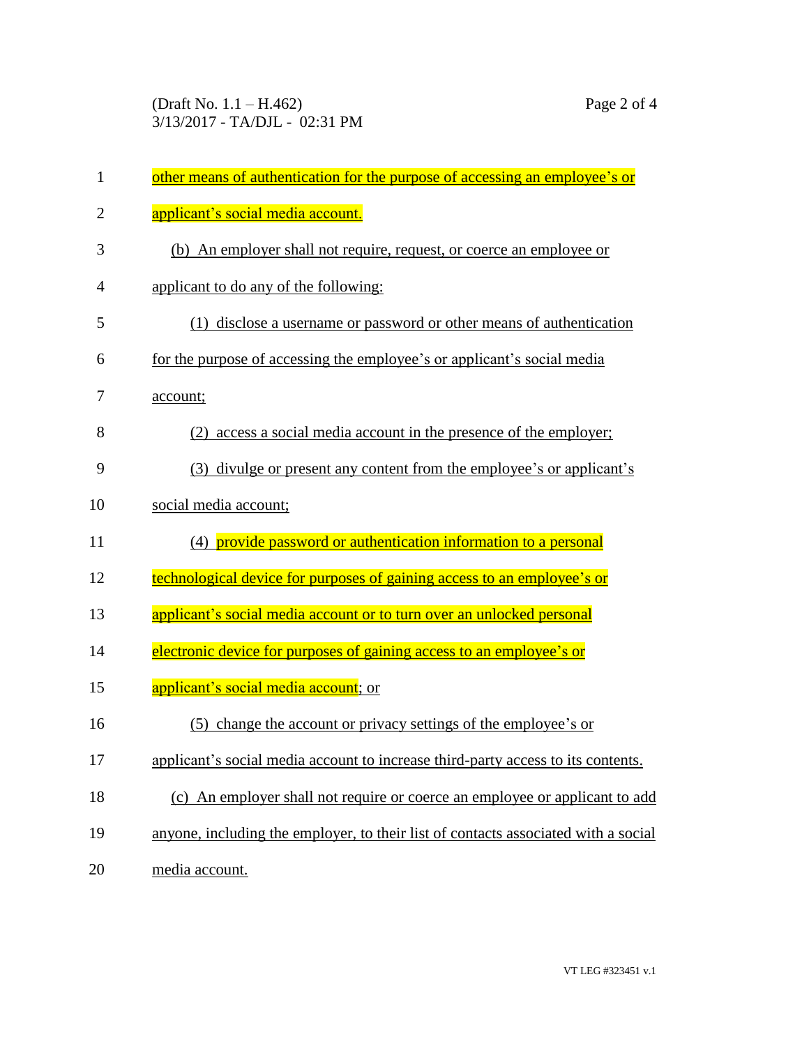other means of authentication for the purpose of accessing an employee's or applicant's social media account.

(b) An employer shall not require, request, or coerce an employee or applicant to do any of the following:

(1) disclose a username or password or other means of authentication for the purpose of accessing the employee's or applicant's social media account;

(2) access a social media account in the presence of the employer;

(3) divulge or present any content from the employee's or applicant's social media account;

(4) provide password or authentication information to a personal technological device for purposes of gaining access to an employee's or applicant's social media account or to turn over an unlocked personal electronic device for purposes of gaining access to an employee's or applicant's social media account; or

(5) change the account or privacy settings of the employee's or applicant's social media account to increase third-party access to its contents.

(c) An employer shall not require or coerce an employee or applicant to add anyone, including the employer, to their list of contacts associated with a social media account.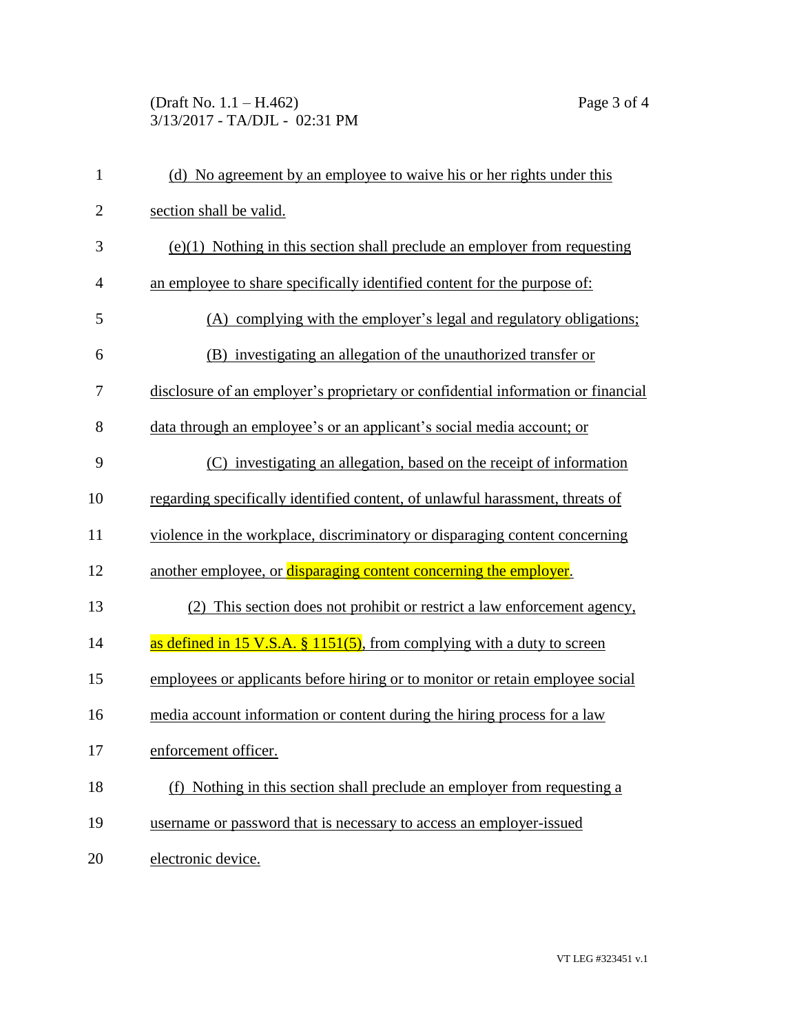(d) No agreement by an employee to waive his or her rights under this section shall be valid.

(e)(1) Nothing in this section shall preclude an employer from requesting an employee to share specifically identified content for the purpose of:

(A) complying with the employer's legal and regulatory obligations;

(B) investigating an allegation of the unauthorized transfer or disclosure of an employer's proprietary or confidential information or financial data through an employee's or an applicant's social media account; or

(C) investigating an allegation, based on the receipt of information regarding specifically identified content, of unlawful harassment, threats of violence in the workplace, discriminatory or disparaging content concerning another employee, or disparaging content concerning the employer.

(2) This section does not prohibit or restrict a law enforcement agency, as defined in 15 V.S.A. § 1151(5), from complying with a duty to screen employees or applicants before hiring or to monitor or retain employee social media account information or content during the hiring process for a law enforcement officer.

(f) Nothing in this section shall preclude an employer from requesting a username or password that is necessary to access an employer-issued electronic device.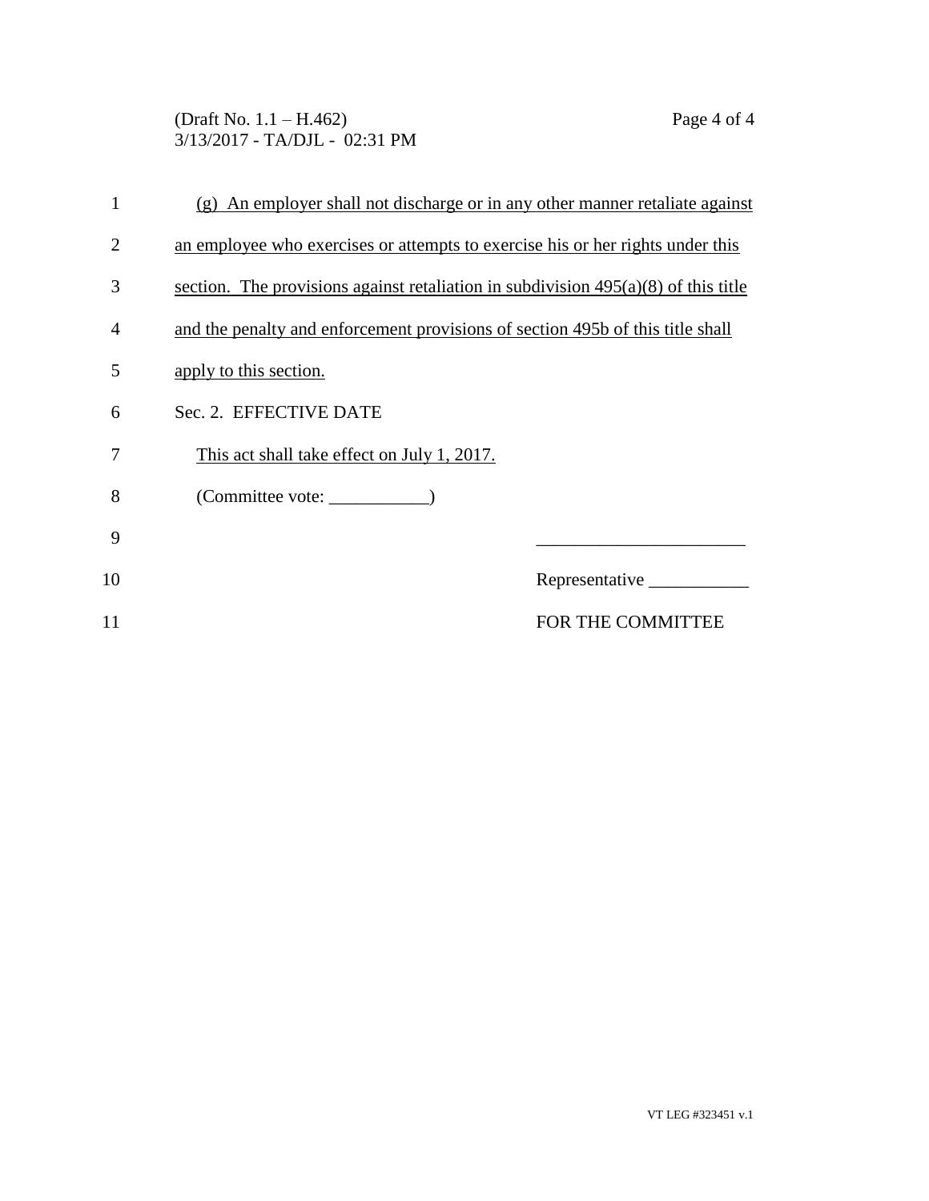(g) An employer shall not discharge or in any other manner retaliate against an employee who exercises or attempts to exercise his or her rights under this section. The provisions against retaliation in subdivision 495(a)(8) of this title and the penalty and enforcement provisions of section 495b of this title shall apply to this section.

Sec. 2. EFFECTIVE DATE

This act shall take effect on July 1, 2017.

(Committee vote: ___________)

_______________________

Representative ___________

FOR THE COMMITTEE